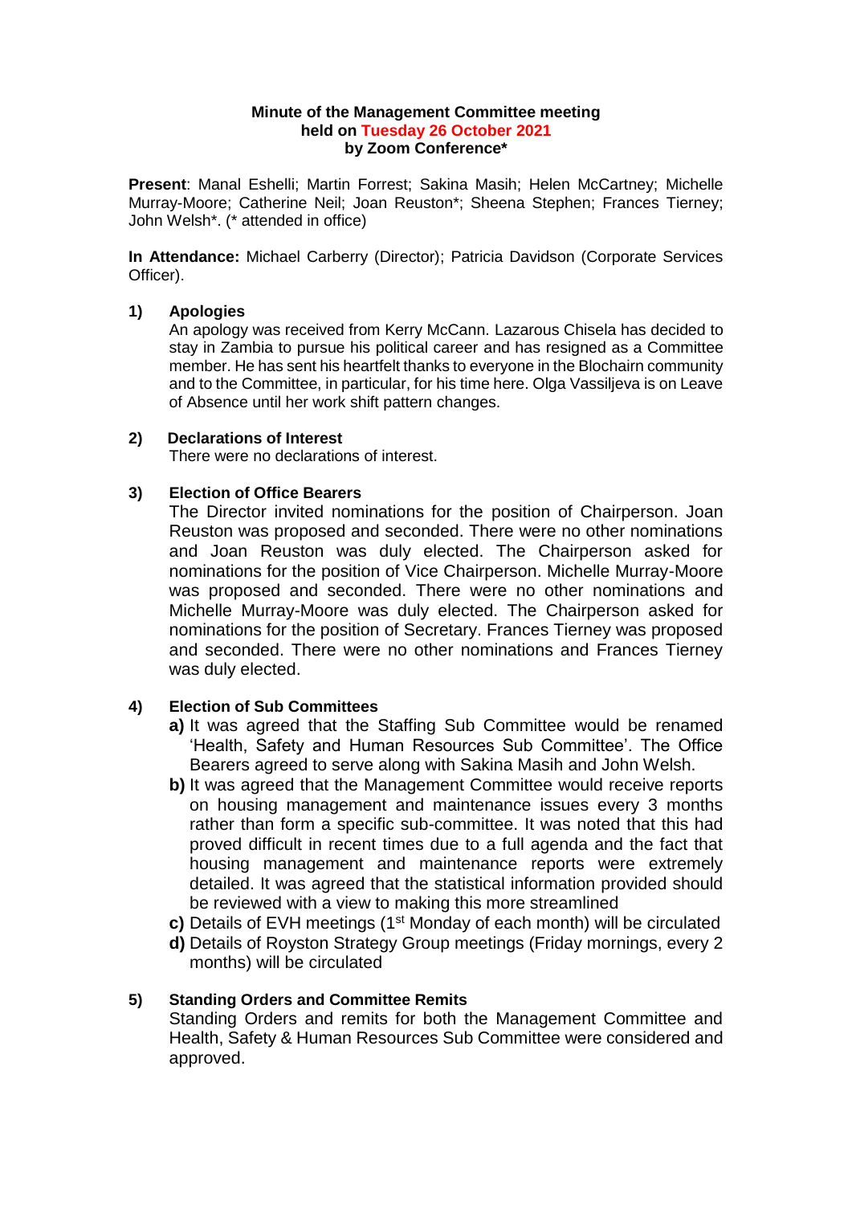**Minute of the Management Committee meeting held on Tuesday 26 October 2021 by Zoom Conference***

**Present**: Manal Eshelli; Martin Forrest; Sakina Masih; Helen McCartney; Michelle Murray-Moore; Catherine Neil; Joan Reuston*; Sheena Stephen; Frances Tierney; John Welsh*. (* attended in office)

**In Attendance:** Michael Carberry (Director); Patricia Davidson (Corporate Services Officer).

**1) Apologies**

An apology was received from Kerry McCann. Lazarous Chisela has decided to stay in Zambia to pursue his political career and has resigned as a Committee member. He has sent his heartfelt thanks to everyone in the Blochairn community and to the Committee, in particular, for his time here. Olga Vassiljeva is on Leave of Absence until her work shift pattern changes.

**2) Declarations of Interest**

There were no declarations of interest.

**3) Election of Office Bearers**

The Director invited nominations for the position of Chairperson. Joan Reuston was proposed and seconded. There were no other nominations and Joan Reuston was duly elected. The Chairperson asked for nominations for the position of Vice Chairperson. Michelle Murray-Moore was proposed and seconded. There were no other nominations and Michelle Murray-Moore was duly elected. The Chairperson asked for nominations for the position of Secretary. Frances Tierney was proposed and seconded. There were no other nominations and Frances Tierney was duly elected.

**4) Election of Sub Committees**

**a)** It was agreed that the Staffing Sub Committee would be renamed 'Health, Safety and Human Resources Sub Committee'. The Office Bearers agreed to serve along with Sakina Masih and John Welsh.

**b)** It was agreed that the Management Committee would receive reports on housing management and maintenance issues every 3 months rather than form a specific sub-committee. It was noted that this had proved difficult in recent times due to a full agenda and the fact that housing management and maintenance reports were extremely detailed. It was agreed that the statistical information provided should be reviewed with a view to making this more streamlined

**c)** Details of EVH meetings (1st Monday of each month) will be circulated

**d)** Details of Royston Strategy Group meetings (Friday mornings, every 2 months) will be circulated

**5) Standing Orders and Committee Remits**

Standing Orders and remits for both the Management Committee and Health, Safety & Human Resources Sub Committee were considered and approved.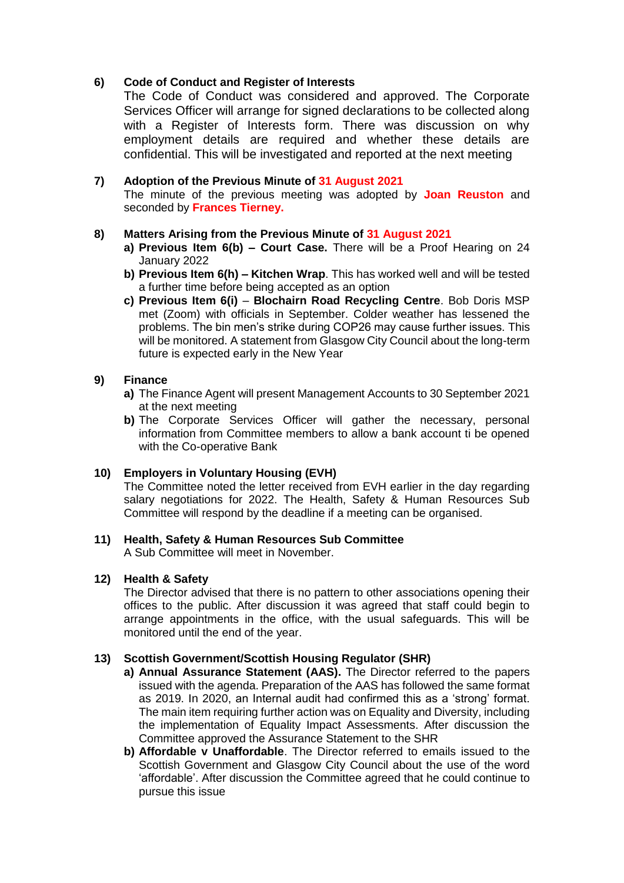**6) Code of Conduct and Register of Interests**

The Code of Conduct was considered and approved. The Corporate Services Officer will arrange for signed declarations to be collected along with a Register of Interests form. There was discussion on why employment details are required and whether these details are confidential. This will be investigated and reported at the next meeting

**7) Adoption of the Previous Minute of 31 August 2021**

The minute of the previous meeting was adopted by **Joan Reuston** and seconded by **Frances Tierney.**

**8) Matters Arising from the Previous Minute of 31 August 2021**

- **a) Previous Item 6(b) – Court Case.** There will be a Proof Hearing on 24 January 2022
- **b) Previous Item 6(h) – Kitchen Wrap**. This has worked well and will be tested a further time before being accepted as an option
- **c) Previous Item 6(i)** – **Blochairn Road Recycling Centre**. Bob Doris MSP met (Zoom) with officials in September. Colder weather has lessened the problems. The bin men's strike during COP26 may cause further issues. This will be monitored. A statement from Glasgow City Council about the long-term future is expected early in the New Year

**9) Finance**

- **a)** The Finance Agent will present Management Accounts to 30 September 2021 at the next meeting
- **b)** The Corporate Services Officer will gather the necessary, personal information from Committee members to allow a bank account ti be opened with the Co-operative Bank

**10) Employers in Voluntary Housing (EVH)**

The Committee noted the letter received from EVH earlier in the day regarding salary negotiations for 2022. The Health, Safety & Human Resources Sub Committee will respond by the deadline if a meeting can be organised.

**11) Health, Safety & Human Resources Sub Committee**

A Sub Committee will meet in November.

**12) Health & Safety**

The Director advised that there is no pattern to other associations opening their offices to the public. After discussion it was agreed that staff could begin to arrange appointments in the office, with the usual safeguards. This will be monitored until the end of the year.

**13) Scottish Government/Scottish Housing Regulator (SHR)**

- **a) Annual Assurance Statement (AAS).** The Director referred to the papers issued with the agenda. Preparation of the AAS has followed the same format as 2019. In 2020, an Internal audit had confirmed this as a 'strong' format. The main item requiring further action was on Equality and Diversity, including the implementation of Equality Impact Assessments. After discussion the Committee approved the Assurance Statement to the SHR
- **b) Affordable v Unaffordable**. The Director referred to emails issued to the Scottish Government and Glasgow City Council about the use of the word 'affordable'. After discussion the Committee agreed that he could continue to pursue this issue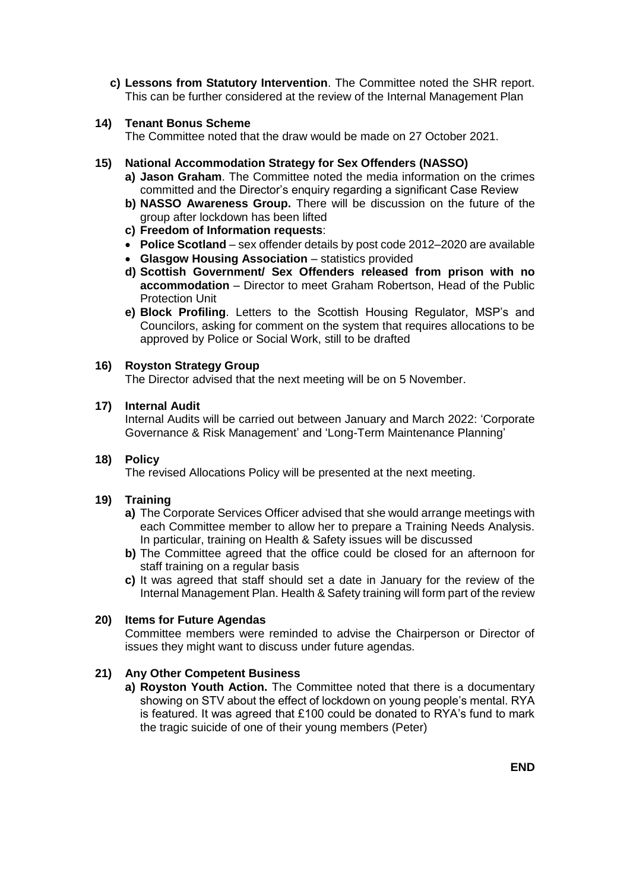**c) Lessons from Statutory Intervention**. The Committee noted the SHR report. This can be further considered at the review of the Internal Management Plan

**14) Tenant Bonus Scheme**

The Committee noted that the draw would be made on 27 October 2021.

**15) National Accommodation Strategy for Sex Offenders (NASSO)**

**a) Jason Graham**. The Committee noted the media information on the crimes committed and the Director's enquiry regarding a significant Case Review

**b) NASSO Awareness Group.** There will be discussion on the future of the group after lockdown has been lifted

**c) Freedom of Information requests**:

- **Police Scotland** – sex offender details by post code 2012–2020 are available
- **Glasgow Housing Association** – statistics provided

**d) Scottish Government/ Sex Offenders released from prison with no accommodation** – Director to meet Graham Robertson, Head of the Public Protection Unit

**e) Block Profiling**. Letters to the Scottish Housing Regulator, MSP's and Councilors, asking for comment on the system that requires allocations to be approved by Police or Social Work, still to be drafted

**16) Royston Strategy Group**

The Director advised that the next meeting will be on 5 November.

**17) Internal Audit**

Internal Audits will be carried out between January and March 2022: 'Corporate Governance & Risk Management' and 'Long-Term Maintenance Planning'

**18) Policy**

The revised Allocations Policy will be presented at the next meeting.

**19) Training**

**a)** The Corporate Services Officer advised that she would arrange meetings with each Committee member to allow her to prepare a Training Needs Analysis. In particular, training on Health & Safety issues will be discussed

**b)** The Committee agreed that the office could be closed for an afternoon for staff training on a regular basis

**c)** It was agreed that staff should set a date in January for the review of the Internal Management Plan. Health & Safety training will form part of the review

**20) Items for Future Agendas**

Committee members were reminded to advise the Chairperson or Director of issues they might want to discuss under future agendas.

**21) Any Other Competent Business**

**a) Royston Youth Action.** The Committee noted that there is a documentary showing on STV about the effect of lockdown on young people's mental. RYA is featured. It was agreed that £100 could be donated to RYA's fund to mark the tragic suicide of one of their young members (Peter)

**END**